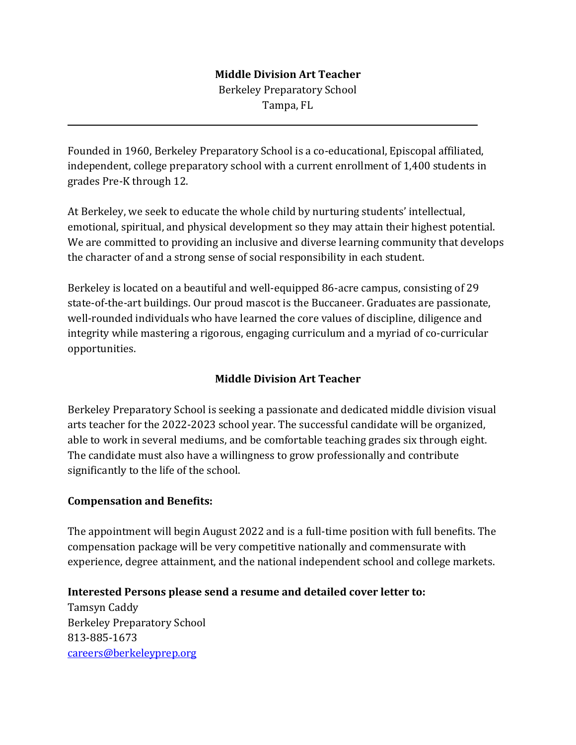# Middle Division Art Teacher

Berkeley Preparatory School
Tampa, FL

---

Founded in 1960, Berkeley Preparatory School is a co-educational, Episcopal affiliated, independent, college preparatory school with a current enrollment of 1,400 students in grades Pre-K through 12.

At Berkeley, we seek to educate the whole child by nurturing students' intellectual, emotional, spiritual, and physical development so they may attain their highest potential. We are committed to providing an inclusive and diverse learning community that develops the character of and a strong sense of social responsibility in each student.

Berkeley is located on a beautiful and well-equipped 86-acre campus, consisting of 29 state-of-the-art buildings. Our proud mascot is the Buccaneer. Graduates are passionate, well-rounded individuals who have learned the core values of discipline, diligence and integrity while mastering a rigorous, engaging curriculum and a myriad of co-curricular opportunities.

## Middle Division Art Teacher

Berkeley Preparatory School is seeking a passionate and dedicated middle division visual arts teacher for the 2022-2023 school year. The successful candidate will be organized, able to work in several mediums, and be comfortable teaching grades six through eight. The candidate must also have a willingness to grow professionally and contribute significantly to the life of the school.

### Compensation and Benefits:

The appointment will begin August 2022 and is a full-time position with full benefits. The compensation package will be very competitive nationally and commensurate with experience, degree attainment, and the national independent school and college markets.

**Interested Persons please send a resume and detailed cover letter to:**

Tamsyn Caddy
Berkeley Preparatory School
813-885-1673
careers@berkeleyprep.org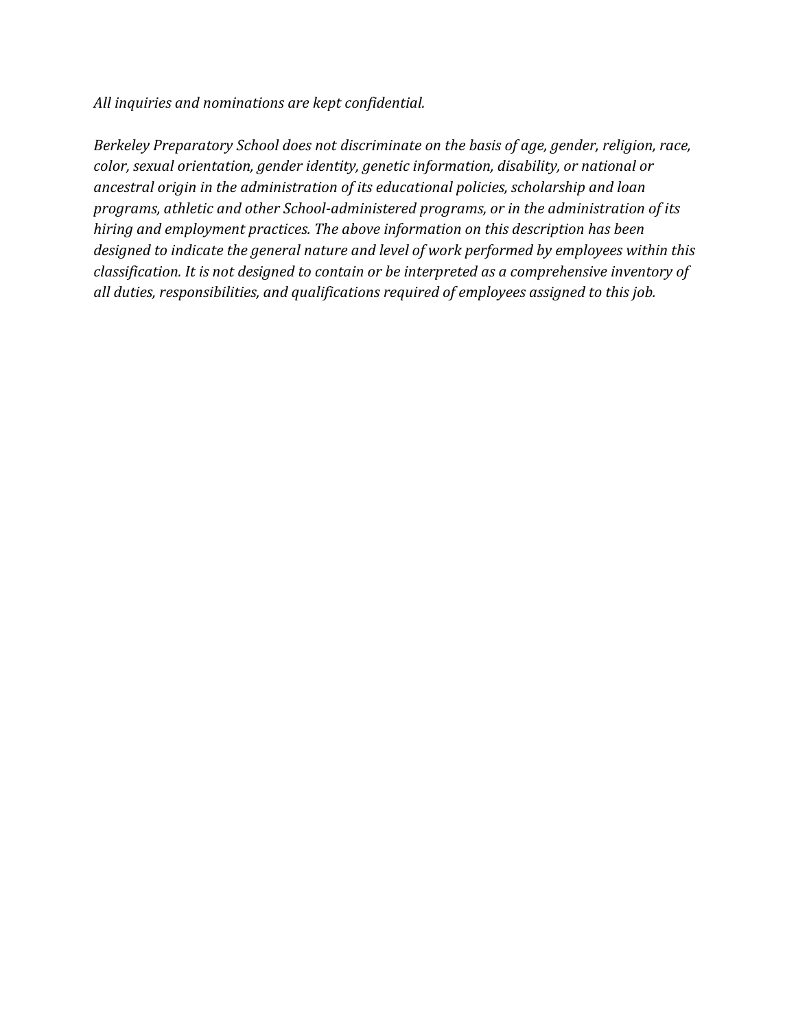*All inquiries and nominations are kept confidential.*

*Berkeley Preparatory School does not discriminate on the basis of age, gender, religion, race, color, sexual orientation, gender identity, genetic information, disability, or national or ancestral origin in the administration of its educational policies, scholarship and loan programs, athletic and other School-administered programs, or in the administration of its hiring and employment practices. The above information on this description has been designed to indicate the general nature and level of work performed by employees within this classification. It is not designed to contain or be interpreted as a comprehensive inventory of all duties, responsibilities, and qualifications required of employees assigned to this job.*